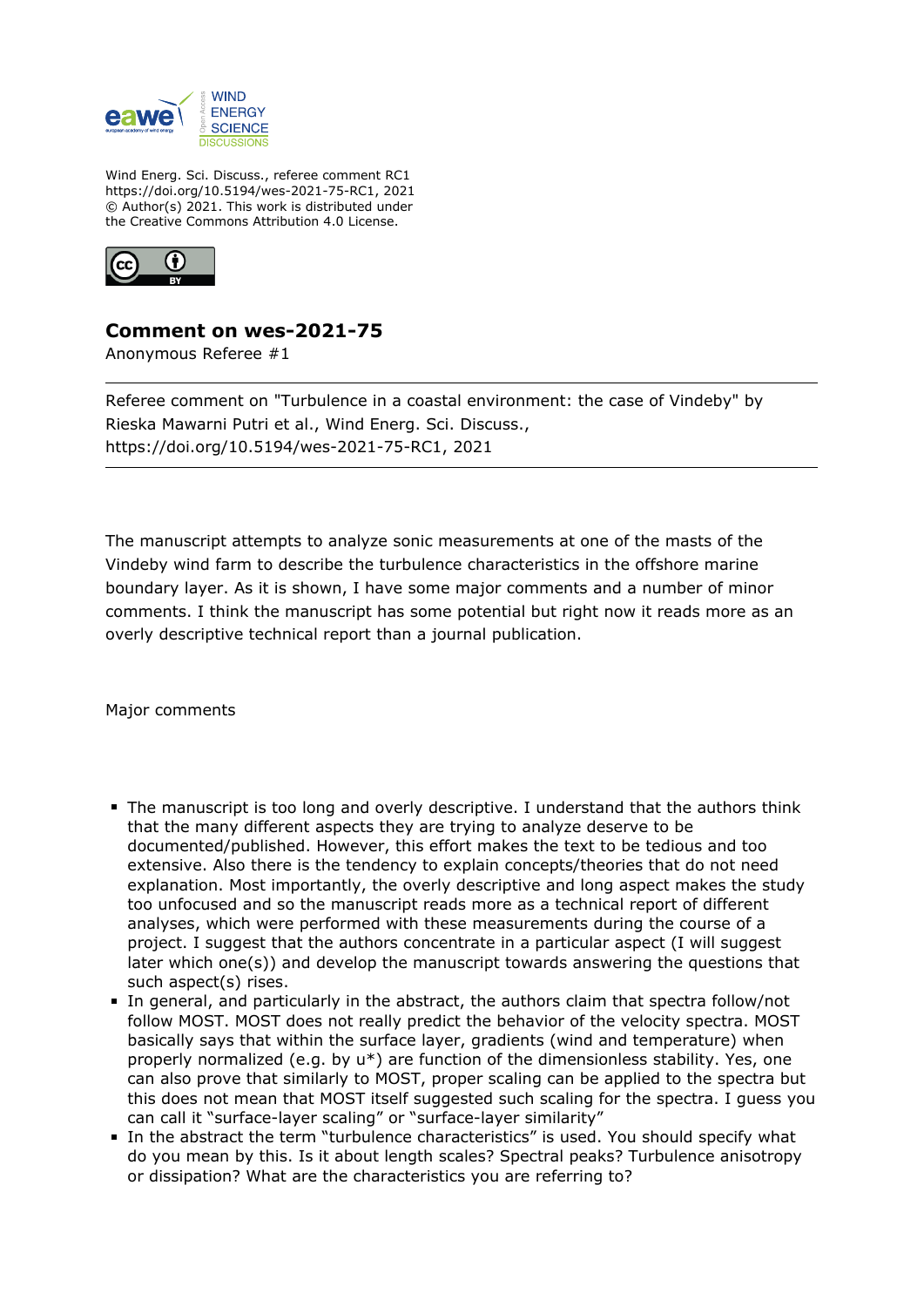Wind Energ. Sci. Discuss., referee comment RC1
https://doi.org/10.5194/wes-2021-75-RC1, 2021
© Author(s) 2021. This work is distributed under
the Creative Commons Attribution 4.0 License.

## Comment on wes-2021-75

Anonymous Referee #1

---

Referee comment on "Turbulence in a coastal environment: the case of Vindeby" by Rieska Mawarni Putri et al., Wind Energ. Sci. Discuss., https://doi.org/10.5194/wes-2021-75-RC1, 2021

---

The manuscript attempts to analyze sonic measurements at one of the masts of the Vindeby wind farm to describe the turbulence characteristics in the offshore marine boundary layer. As it is shown, I have some major comments and a number of minor comments. I think the manuscript has some potential but right now it reads more as an overly descriptive technical report than a journal publication.

Major comments

- The manuscript is too long and overly descriptive. I understand that the authors think that the many different aspects they are trying to analyze deserve to be documented/published. However, this effort makes the text to be tedious and too extensive. Also there is the tendency to explain concepts/theories that do not need explanation. Most importantly, the overly descriptive and long aspect makes the study too unfocused and so the manuscript reads more as a technical report of different analyses, which were performed with these measurements during the course of a project. I suggest that the authors concentrate in a particular aspect (I will suggest later which one(s)) and develop the manuscript towards answering the questions that such aspect(s) rises.
- In general, and particularly in the abstract, the authors claim that spectra follow/not follow MOST. MOST does not really predict the behavior of the velocity spectra. MOST basically says that within the surface layer, gradients (wind and temperature) when properly normalized (e.g. by u*) are function of the dimensionless stability. Yes, one can also prove that similarly to MOST, proper scaling can be applied to the spectra but this does not mean that MOST itself suggested such scaling for the spectra. I guess you can call it "surface-layer scaling" or "surface-layer similarity"
- In the abstract the term "turbulence characteristics" is used. You should specify what do you mean by this. Is it about length scales? Spectral peaks? Turbulence anisotropy or dissipation? What are the characteristics you are referring to?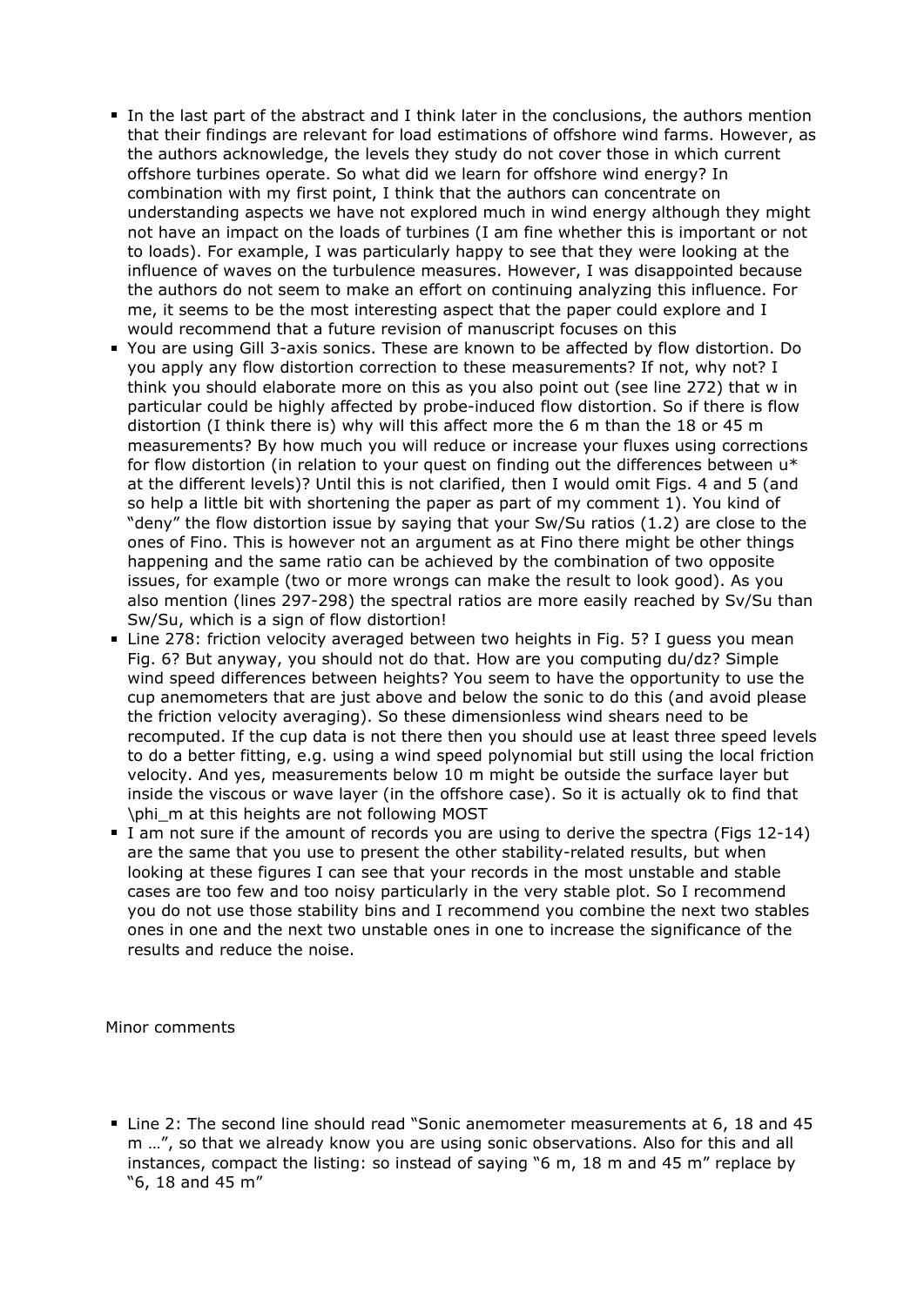- In the last part of the abstract and I think later in the conclusions, the authors mention that their findings are relevant for load estimations of offshore wind farms. However, as the authors acknowledge, the levels they study do not cover those in which current offshore turbines operate. So what did we learn for offshore wind energy? In combination with my first point, I think that the authors can concentrate on understanding aspects we have not explored much in wind energy although they might not have an impact on the loads of turbines (I am fine whether this is important or not to loads). For example, I was particularly happy to see that they were looking at the influence of waves on the turbulence measures. However, I was disappointed because the authors do not seem to make an effort on continuing analyzing this influence. For me, it seems to be the most interesting aspect that the paper could explore and I would recommend that a future revision of manuscript focuses on this
- You are using Gill 3-axis sonics. These are known to be affected by flow distortion. Do you apply any flow distortion correction to these measurements? If not, why not? I think you should elaborate more on this as you also point out (see line 272) that w in particular could be highly affected by probe-induced flow distortion. So if there is flow distortion (I think there is) why will this affect more the 6 m than the 18 or 45 m measurements? By how much you will reduce or increase your fluxes using corrections for flow distortion (in relation to your quest on finding out the differences between u* at the different levels)? Until this is not clarified, then I would omit Figs. 4 and 5 (and so help a little bit with shortening the paper as part of my comment 1). You kind of "deny" the flow distortion issue by saying that your Sw/Su ratios (1.2) are close to the ones of Fino. This is however not an argument as at Fino there might be other things happening and the same ratio can be achieved by the combination of two opposite issues, for example (two or more wrongs can make the result to look good). As you also mention (lines 297-298) the spectral ratios are more easily reached by Sv/Su than Sw/Su, which is a sign of flow distortion!
- Line 278: friction velocity averaged between two heights in Fig. 5? I guess you mean Fig. 6? But anyway, you should not do that. How are you computing du/dz? Simple wind speed differences between heights? You seem to have the opportunity to use the cup anemometers that are just above and below the sonic to do this (and avoid please the friction velocity averaging). So these dimensionless wind shears need to be recomputed. If the cup data is not there then you should use at least three speed levels to do a better fitting, e.g. using a wind speed polynomial but still using the local friction velocity. And yes, measurements below 10 m might be outside the surface layer but inside the viscous or wave layer (in the offshore case). So it is actually ok to find that \phi_m at this heights are not following MOST
- I am not sure if the amount of records you are using to derive the spectra (Figs 12-14) are the same that you use to present the other stability-related results, but when looking at these figures I can see that your records in the most unstable and stable cases are too few and too noisy particularly in the very stable plot. So I recommend you do not use those stability bins and I recommend you combine the next two stables ones in one and the next two unstable ones in one to increase the significance of the results and reduce the noise.

Minor comments

- Line 2: The second line should read "Sonic anemometer measurements at 6, 18 and 45 m …", so that we already know you are using sonic observations. Also for this and all instances, compact the listing: so instead of saying "6 m, 18 m and 45 m" replace by "6, 18 and 45 m"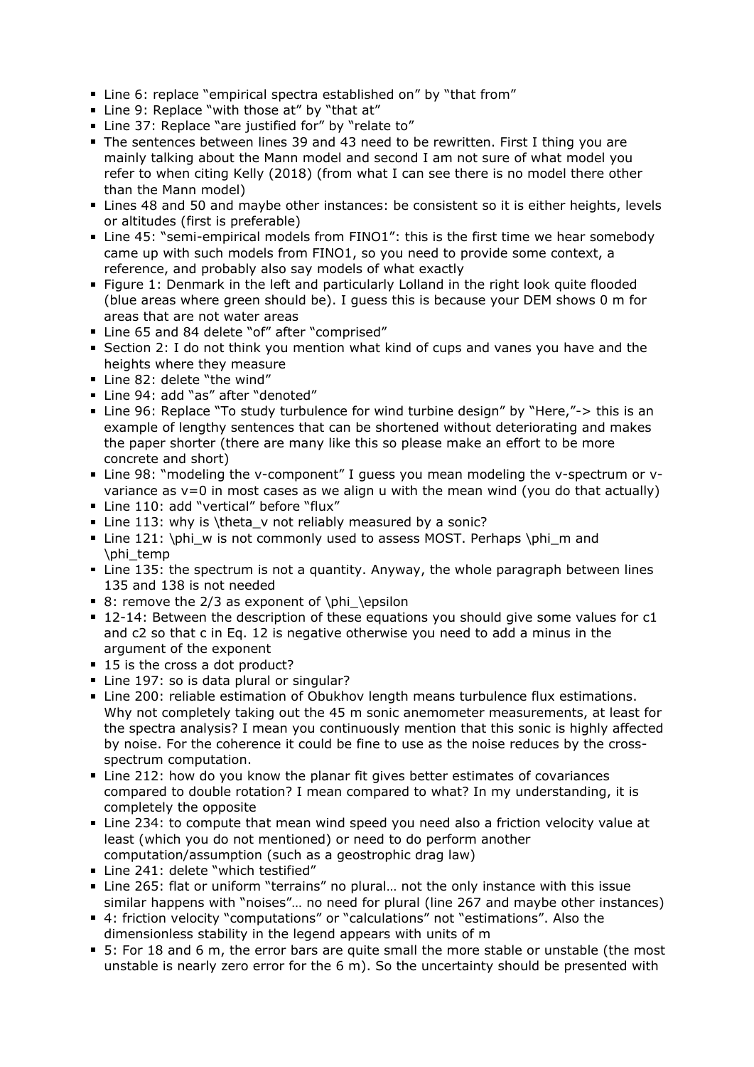- Line 6: replace "empirical spectra established on" by "that from"
- Line 9: Replace "with those at" by "that at"
- Line 37: Replace "are justified for" by "relate to"
- The sentences between lines 39 and 43 need to be rewritten. First I thing you are mainly talking about the Mann model and second I am not sure of what model you refer to when citing Kelly (2018) (from what I can see there is no model there other than the Mann model)
- Lines 48 and 50 and maybe other instances: be consistent so it is either heights, levels or altitudes (first is preferable)
- Line 45: "semi-empirical models from FINO1": this is the first time we hear somebody came up with such models from FINO1, so you need to provide some context, a reference, and probably also say models of what exactly
- Figure 1: Denmark in the left and particularly Lolland in the right look quite flooded (blue areas where green should be). I guess this is because your DEM shows 0 m for areas that are not water areas
- Line 65 and 84 delete "of" after "comprised"
- Section 2: I do not think you mention what kind of cups and vanes you have and the heights where they measure
- Line 82: delete "the wind"
- Line 94: add "as" after "denoted"
- Line 96: Replace "To study turbulence for wind turbine design" by "Here,"-> this is an example of lengthy sentences that can be shortened without deteriorating and makes the paper shorter (there are many like this so please make an effort to be more concrete and short)
- Line 98: "modeling the v-component" I guess you mean modeling the v-spectrum or v-variance as v=0 in most cases as we align u with the mean wind (you do that actually)
- Line 110: add "vertical" before "flux"
- Line 113: why is $\theta_v$ not reliably measured by a sonic?
- Line 121: $\phi_w$ is not commonly used to assess MOST. Perhaps $\phi_m$ and $\phi_{temp}$
- Line 135: the spectrum is not a quantity. Anyway, the whole paragraph between lines 135 and 138 is not needed
- 8: remove the 2/3 as exponent of $\phi_\epsilon$
- 12-14: Between the description of these equations you should give some values for c1 and c2 so that c in Eq. 12 is negative otherwise you need to add a minus in the argument of the exponent
- 15 is the cross a dot product?
- Line 197: so is data plural or singular?
- Line 200: reliable estimation of Obukhov length means turbulence flux estimations. Why not completely taking out the 45 m sonic anemometer measurements, at least for the spectra analysis? I mean you continuously mention that this sonic is highly affected by noise. For the coherence it could be fine to use as the noise reduces by the cross-spectrum computation.
- Line 212: how do you know the planar fit gives better estimates of covariances compared to double rotation? I mean compared to what? In my understanding, it is completely the opposite
- Line 234: to compute that mean wind speed you need also a friction velocity value at least (which you do not mentioned) or need to do perform another computation/assumption (such as a geostrophic drag law)
- Line 241: delete "which testified"
- Line 265: flat or uniform "terrains" no plural… not the only instance with this issue similar happens with "noises"… no need for plural (line 267 and maybe other instances)
- 4: friction velocity "computations" or "calculations" not "estimations". Also the dimensionless stability in the legend appears with units of m
- 5: For 18 and 6 m, the error bars are quite small the more stable or unstable (the most unstable is nearly zero error for the 6 m). So the uncertainty should be presented with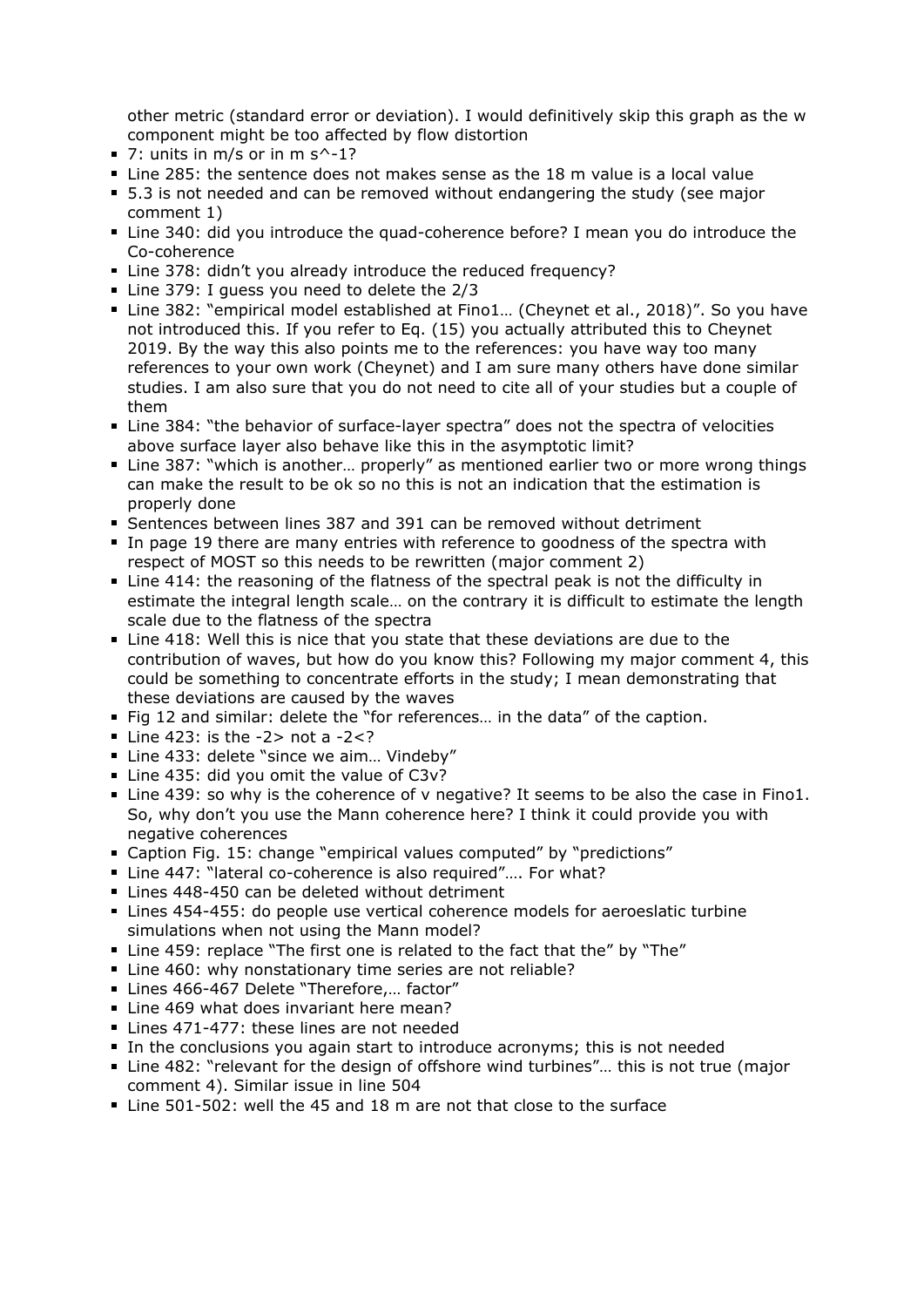other metric (standard error or deviation). I would definitively skip this graph as the w component might be too affected by flow distortion

- 7: units in m/s or in m s^-1?
- Line 285: the sentence does not makes sense as the 18 m value is a local value
- 5.3 is not needed and can be removed without endangering the study (see major comment 1)
- Line 340: did you introduce the quad-coherence before? I mean you do introduce the Co-coherence
- Line 378: didn't you already introduce the reduced frequency?
- Line 379: I guess you need to delete the 2/3
- Line 382: "empirical model established at Fino1… (Cheynet et al., 2018)". So you have not introduced this. If you refer to Eq. (15) you actually attributed this to Cheynet 2019. By the way this also points me to the references: you have way too many references to your own work (Cheynet) and I am sure many others have done similar studies. I am also sure that you do not need to cite all of your studies but a couple of them
- Line 384: "the behavior of surface-layer spectra" does not the spectra of velocities above surface layer also behave like this in the asymptotic limit?
- Line 387: "which is another… properly" as mentioned earlier two or more wrong things can make the result to be ok so no this is not an indication that the estimation is properly done
- Sentences between lines 387 and 391 can be removed without detriment
- In page 19 there are many entries with reference to goodness of the spectra with respect of MOST so this needs to be rewritten (major comment 2)
- Line 414: the reasoning of the flatness of the spectral peak is not the difficulty in estimate the integral length scale… on the contrary it is difficult to estimate the length scale due to the flatness of the spectra
- Line 418: Well this is nice that you state that these deviations are due to the contribution of waves, but how do you know this? Following my major comment 4, this could be something to concentrate efforts in the study; I mean demonstrating that these deviations are caused by the waves
- Fig 12 and similar: delete the "for references… in the data" of the caption.
- Line 423: is the -2> not a -2<?
- Line 433: delete "since we aim… Vindeby"
- Line 435: did you omit the value of C3v?
- Line 439: so why is the coherence of v negative? It seems to be also the case in Fino1. So, why don't you use the Mann coherence here? I think it could provide you with negative coherences
- Caption Fig. 15: change "empirical values computed" by "predictions"
- Line 447: "lateral co-coherence is also required"…. For what?
- Lines 448-450 can be deleted without detriment
- Lines 454-455: do people use vertical coherence models for aeroeslatic turbine simulations when not using the Mann model?
- Line 459: replace "The first one is related to the fact that the" by "The"
- Line 460: why nonstationary time series are not reliable?
- Lines 466-467 Delete "Therefore,… factor"
- Line 469 what does invariant here mean?
- Lines 471-477: these lines are not needed
- In the conclusions you again start to introduce acronyms; this is not needed
- Line 482: "relevant for the design of offshore wind turbines"… this is not true (major comment 4). Similar issue in line 504
- Line 501-502: well the 45 and 18 m are not that close to the surface